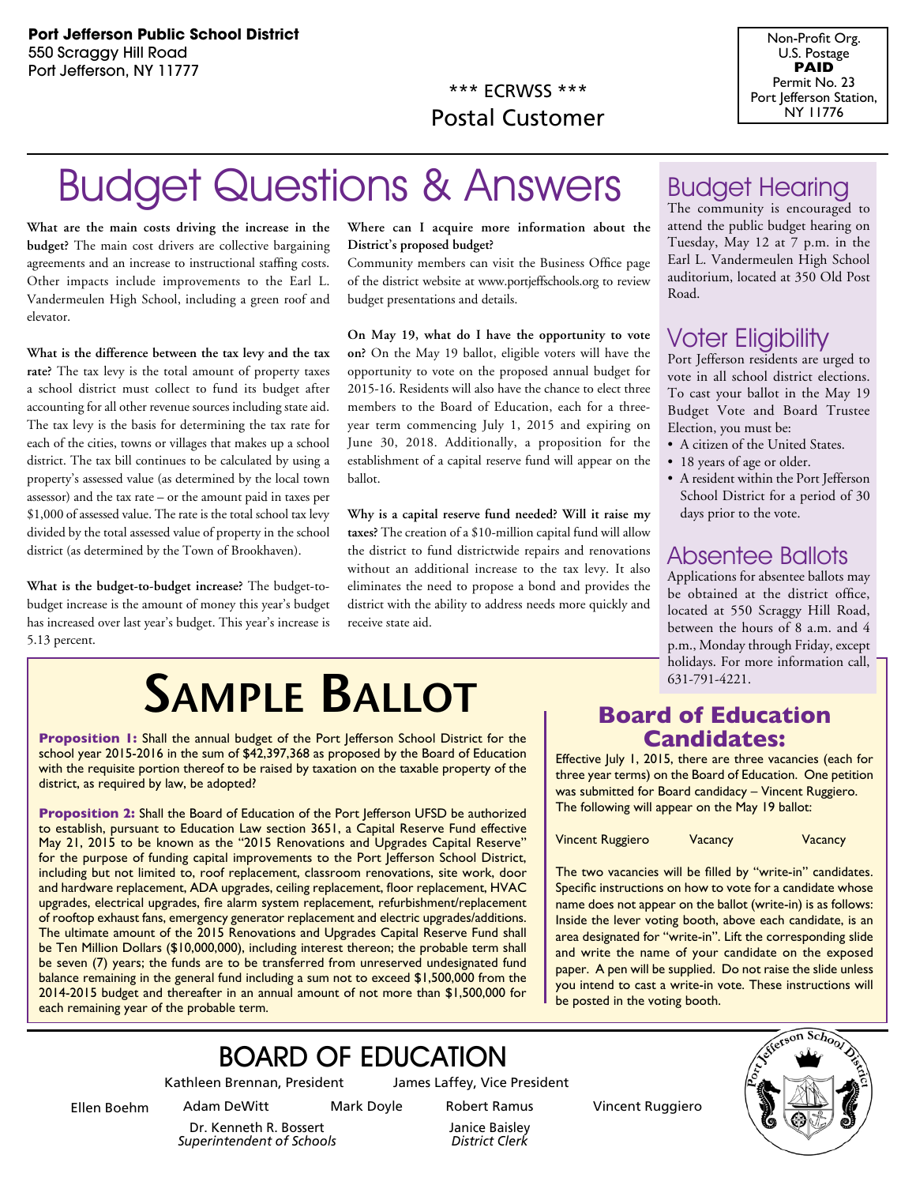**Port Jefferson Public School District**
550 Scraggy Hill Road
Port Jefferson, NY 11777

\*\*\* ECRWSS \*\*\*
Postal Customer

Non-Profit Org.
U.S. Postage
**PAID**
Permit No. 23
Port Jefferson Station, NY 11776

# Budget Questions & Answers

**What are the main costs driving the increase in the budget?** The main cost drivers are collective bargaining agreements and an increase to instructional staffing costs. Other impacts include improvements to the Earl L. Vandermeulen High School, including a green roof and elevator.

**What is the difference between the tax levy and the tax rate?** The tax levy is the total amount of property taxes a school district must collect to fund its budget after accounting for all other revenue sources including state aid. The tax levy is the basis for determining the tax rate for each of the cities, towns or villages that makes up a school district. The tax bill continues to be calculated by using a property's assessed value (as determined by the local town assessor) and the tax rate – or the amount paid in taxes per $1,000 of assessed value. The rate is the total school tax levy divided by the total assessed value of property in the school district (as determined by the Town of Brookhaven).

**What is the budget-to-budget increase?** The budget-to-budget increase is the amount of money this year's budget has increased over last year's budget. This year's increase is 5.13 percent.

**Where can I acquire more information about the District's proposed budget?**
Community members can visit the Business Office page of the district website at www.portjeffschools.org to review budget presentations and details.

**On May 19, what do I have the opportunity to vote on?** On the May 19 ballot, eligible voters will have the opportunity to vote on the proposed annual budget for 2015-16. Residents will also have the chance to elect three members to the Board of Education, each for a three-year term commencing July 1, 2015 and expiring on June 30, 2018. Additionally, a proposition for the establishment of a capital reserve fund will appear on the ballot.

**Why is a capital reserve fund needed? Will it raise my taxes?** The creation of a $10-million capital fund will allow the district to fund districtwide repairs and renovations without an additional increase to the tax levy. It also eliminates the need to propose a bond and provides the district with the ability to address needs more quickly and receive state aid.

## Budget Hearing

The community is encouraged to attend the public budget hearing on Tuesday, May 12 at 7 p.m. in the Earl L. Vandermeulen High School auditorium, located at 350 Old Post Road.

## Voter Eligibility

Port Jefferson residents are urged to vote in all school district elections. To cast your ballot in the May 19 Budget Vote and Board Trustee Election, you must be:

- A citizen of the United States.
- 18 years of age or older.
- A resident within the Port Jefferson School District for a period of 30 days prior to the vote.

## Absentee Ballots

Applications for absentee ballots may be obtained at the district office, located at 550 Scraggy Hill Road, between the hours of 8 a.m. and 4 p.m., Monday through Friday, except holidays. For more information call, 631-791-4221.

# Sample Ballot

**Proposition 1:** Shall the annual budget of the Port Jefferson School District for the school year 2015-2016 in the sum of $42,397,368 as proposed by the Board of Education with the requisite portion thereof to be raised by taxation on the taxable property of the district, as required by law, be adopted?

**Proposition 2:** Shall the Board of Education of the Port Jefferson UFSD be authorized to establish, pursuant to Education Law section 3651, a Capital Reserve Fund effective May 21, 2015 to be known as the "2015 Renovations and Upgrades Capital Reserve" for the purpose of funding capital improvements to the Port Jefferson School District, including but not limited to, roof replacement, classroom renovations, site work, door and hardware replacement, ADA upgrades, ceiling replacement, floor replacement, HVAC upgrades, electrical upgrades, fire alarm system replacement, refurbishment/replacement of rooftop exhaust fans, emergency generator replacement and electric upgrades/additions. The ultimate amount of the 2015 Renovations and Upgrades Capital Reserve Fund shall be Ten Million Dollars ($10,000,000), including interest thereon; the probable term shall be seven (7) years; the funds are to be transferred from unreserved undesignated fund balance remaining in the general fund including a sum not to exceed $1,500,000 from the 2014-2015 budget and thereafter in an annual amount of not more than $1,500,000 for each remaining year of the probable term.

## Board of Education Candidates:

Effective July 1, 2015, there are three vacancies (each for three year terms) on the Board of Education. One petition was submitted for Board candidacy – Vincent Ruggiero. The following will appear on the May 19 ballot:

Vincent Ruggiero | Vacancy | Vacancy

The two vacancies will be filled by "write-in" candidates. Specific instructions on how to vote for a candidate whose name does not appear on the ballot (write-in) is as follows: Inside the lever voting booth, above each candidate, is an area designated for "write-in". Lift the corresponding slide and write the name of your candidate on the exposed paper. A pen will be supplied. Do not raise the slide unless you intend to cast a write-in vote. These instructions will be posted in the voting booth.

## BOARD OF EDUCATION

Kathleen Brennan, President
James Laffey, Vice President

Ellen Boehm, Adam DeWitt, Mark Doyle, Robert Ramus, Vincent Ruggiero

Dr. Kenneth R. Bossert
*Superintendent of Schools*

Janice Baisley
*District Clerk*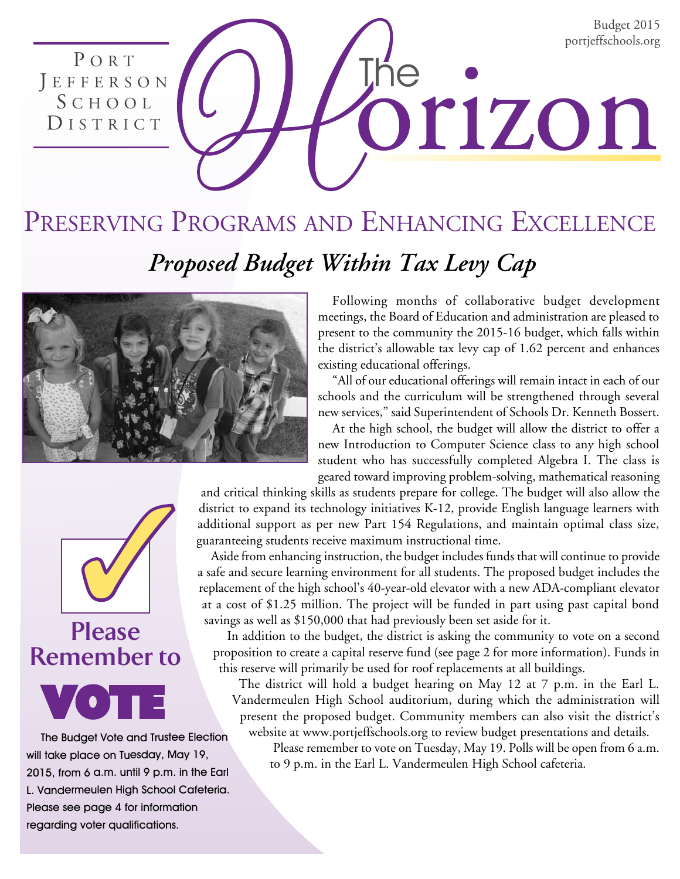Port Jefferson School District

# The Horizon

Budget 2015
portjeffschools.org

## Preserving Programs and Enhancing Excellence

### *Proposed Budget Within Tax Levy Cap*

Following months of collaborative budget development meetings, the Board of Education and administration are pleased to present to the community the 2015-16 budget, which falls within the district's allowable tax levy cap of 1.62 percent and enhances existing educational offerings.

"All of our educational offerings will remain intact in each of our schools and the curriculum will be strengthened through several new services," said Superintendent of Schools Dr. Kenneth Bossert.

At the high school, the budget will allow the district to offer a new Introduction to Computer Science class to any high school student who has successfully completed Algebra I. The class is geared toward improving problem-solving, mathematical reasoning and critical thinking skills as students prepare for college. The budget will also allow the district to expand its technology initiatives K-12, provide English language learners with additional support as per new Part 154 Regulations, and maintain optimal class size, guaranteeing students receive maximum instructional time.

Aside from enhancing instruction, the budget includes funds that will continue to provide a safe and secure learning environment for all students. The proposed budget includes the replacement of the high school's 40-year-old elevator with a new ADA-compliant elevator at a cost of $1.25 million. The project will be funded in part using past capital bond savings as well as $150,000 that had previously been set aside for it.

In addition to the budget, the district is asking the community to vote on a second proposition to create a capital reserve fund (see page 2 for more information). Funds in this reserve will primarily be used for roof replacements at all buildings.

The district will hold a budget hearing on May 12 at 7 p.m. in the Earl L. Vandermeulen High School auditorium, during which the administration will present the proposed budget. Community members can also visit the district's website at www.portjeffschools.org to review budget presentations and details.

Please remember to vote on Tuesday, May 19. Polls will be open from 6 a.m. to 9 p.m. in the Earl L. Vandermeulen High School cafeteria.

## Please Remember to VOTE

The Budget Vote and Trustee Election will take place on Tuesday, May 19, 2015, from 6 a.m. until 9 p.m. in the Earl L. Vandermeulen High School Cafeteria. Please see page 4 for information regarding voter qualifications.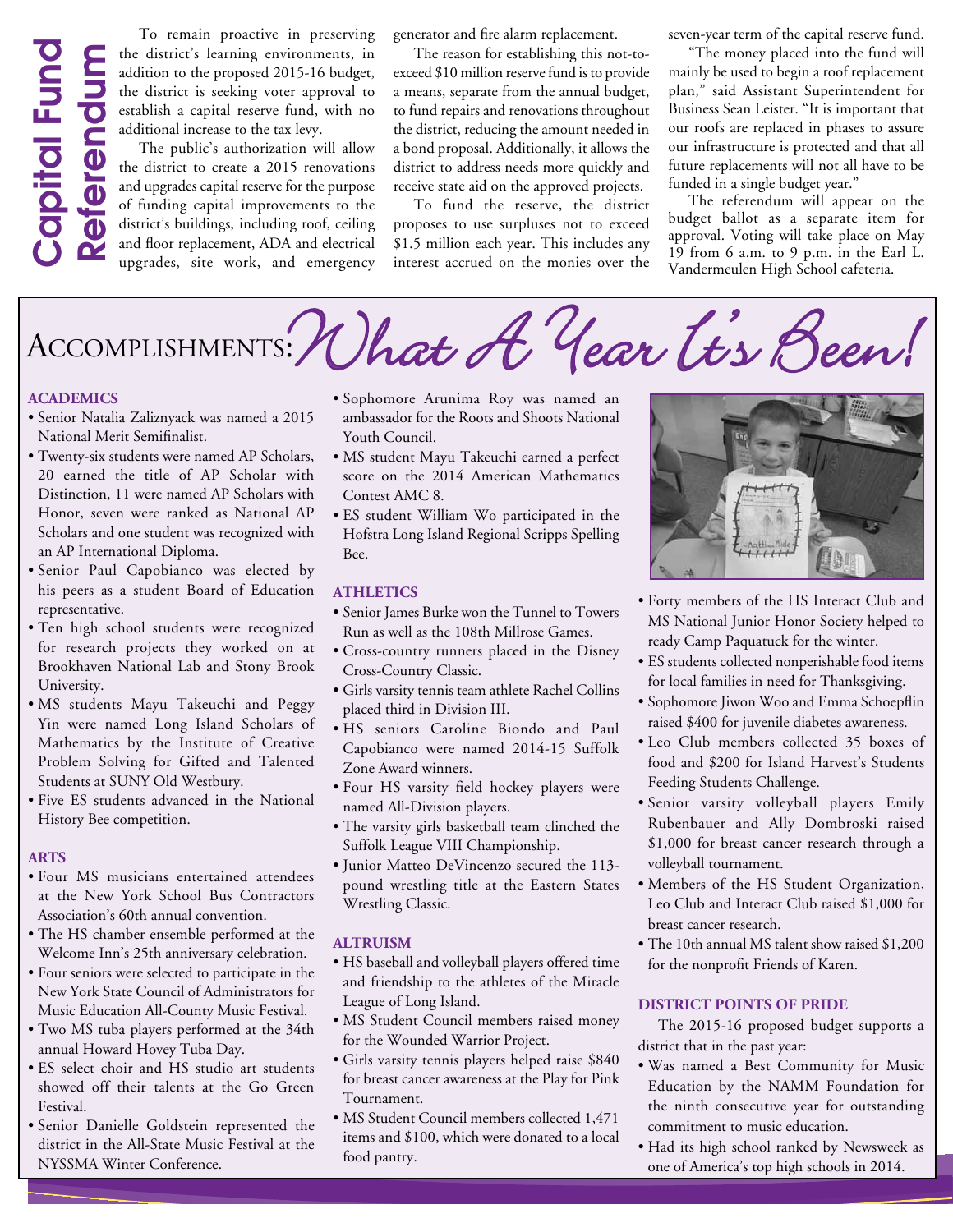# Capital Fund Referendum

To remain proactive in preserving the district's learning environments, in addition to the proposed 2015-16 budget, the district is seeking voter approval to establish a capital reserve fund, with no additional increase to the tax levy.

The public's authorization will allow the district to create a 2015 renovations and upgrades capital reserve for the purpose of funding capital improvements to the district's buildings, including roof, ceiling and floor replacement, ADA and electrical upgrades, site work, and emergency generator and fire alarm replacement.

The reason for establishing this not-to-exceed $10 million reserve fund is to provide a means, separate from the annual budget, to fund repairs and renovations throughout the district, reducing the amount needed in a bond proposal. Additionally, it allows the district to address needs more quickly and receive state aid on the approved projects.

To fund the reserve, the district proposes to use surpluses not to exceed $1.5 million each year. This includes any interest accrued on the monies over the seven-year term of the capital reserve fund.

"The money placed into the fund will mainly be used to begin a roof replacement plan," said Assistant Superintendent for Business Sean Leister. "It is important that our roofs are replaced in phases to assure our infrastructure is protected and that all future replacements will not all have to be funded in a single budget year."

The referendum will appear on the budget ballot as a separate item for approval. Voting will take place on May 19 from 6 a.m. to 9 p.m. in the Earl L. Vandermeulen High School cafeteria.

# Accomplishments: *What A Year It's Been!*

### ACADEMICS

- Senior Natalia Zaliznyack was named a 2015 National Merit Semifinalist.
- Twenty-six students were named AP Scholars, 20 earned the title of AP Scholar with Distinction, 11 were named AP Scholars with Honor, seven were ranked as National AP Scholars and one student was recognized with an AP International Diploma.
- Senior Paul Capobianco was elected by his peers as a student Board of Education representative.
- Ten high school students were recognized for research projects they worked on at Brookhaven National Lab and Stony Brook University.
- MS students Mayu Takeuchi and Peggy Yin were named Long Island Scholars of Mathematics by the Institute of Creative Problem Solving for Gifted and Talented Students at SUNY Old Westbury.
- Five ES students advanced in the National History Bee competition.
- Sophomore Arunima Roy was named an ambassador for the Roots and Shoots National Youth Council.
- MS student Mayu Takeuchi earned a perfect score on the 2014 American Mathematics Contest AMC 8.
- ES student William Wo participated in the Hofstra Long Island Regional Scripps Spelling Bee.

### ARTS

- Four MS musicians entertained attendees at the New York School Bus Contractors Association's 60th annual convention.
- The HS chamber ensemble performed at the Welcome Inn's 25th anniversary celebration.
- Four seniors were selected to participate in the New York State Council of Administrators for Music Education All-County Music Festival.
- Two MS tuba players performed at the 34th annual Howard Hovey Tuba Day.
- ES select choir and HS studio art students showed off their talents at the Go Green Festival.
- Senior Danielle Goldstein represented the district in the All-State Music Festival at the NYSSMA Winter Conference.

### ATHLETICS

- Senior James Burke won the Tunnel to Towers Run as well as the 108th Millrose Games.
- Cross-country runners placed in the Disney Cross-Country Classic.
- Girls varsity tennis team athlete Rachel Collins placed third in Division III.
- HS seniors Caroline Biondo and Paul Capobianco were named 2014-15 Suffolk Zone Award winners.
- Four HS varsity field hockey players were named All-Division players.
- The varsity girls basketball team clinched the Suffolk League VIII Championship.
- Junior Matteo DeVincenzo secured the 113-pound wrestling title at the Eastern States Wrestling Classic.

### ALTRUISM

- HS baseball and volleyball players offered time and friendship to the athletes of the Miracle League of Long Island.
- MS Student Council members raised money for the Wounded Warrior Project.
- Girls varsity tennis players helped raise $840 for breast cancer awareness at the Play for Pink Tournament.
- MS Student Council members collected 1,471 items and $100, which were donated to a local food pantry.
- Forty members of the HS Interact Club and MS National Junior Honor Society helped to ready Camp Paquatuck for the winter.
- ES students collected nonperishable food items for local families in need for Thanksgiving.
- Sophomore Jiwon Woo and Emma Schoepflin raised $400 for juvenile diabetes awareness.
- Leo Club members collected 35 boxes of food and $200 for Island Harvest's Students Feeding Students Challenge.
- Senior varsity volleyball players Emily Rubenbauer and Ally Dombroski raised $1,000 for breast cancer research through a volleyball tournament.
- Members of the HS Student Organization, Leo Club and Interact Club raised $1,000 for breast cancer research.
- The 10th annual MS talent show raised $1,200 for the nonprofit Friends of Karen.

### DISTRICT POINTS OF PRIDE

The 2015-16 proposed budget supports a district that in the past year:

- Was named a Best Community for Music Education by the NAMM Foundation for the ninth consecutive year for outstanding commitment to music education.
- Had its high school ranked by Newsweek as one of America's top high schools in 2014.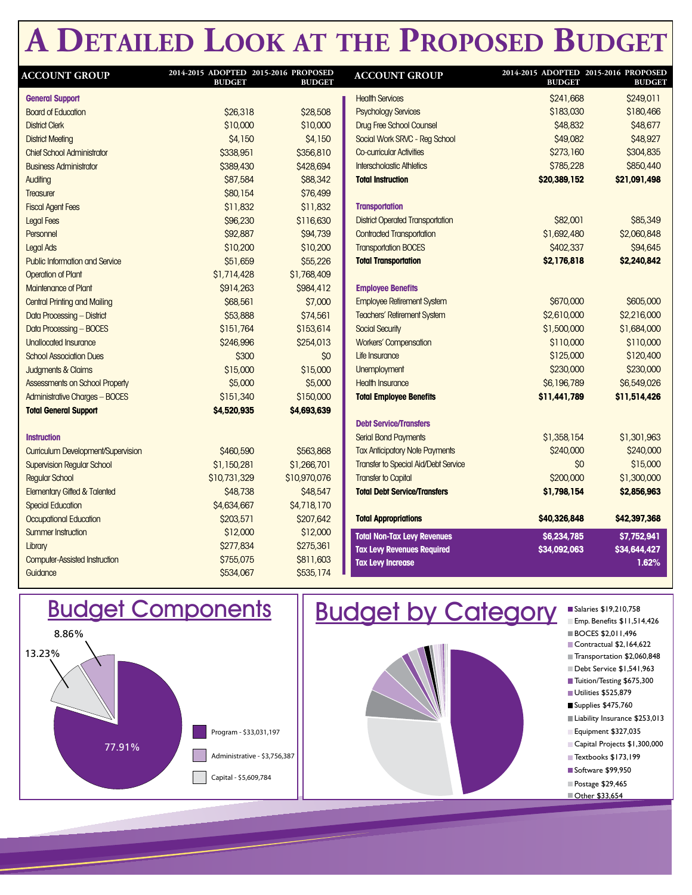# A Detailed Look at the Proposed Budget

| ACCOUNT GROUP | 2014-2015 ADOPTED BUDGET | 2015-2016 PROPOSED BUDGET |
|---|---|---|
| **General Support** | | |
| Board of Education | $26,318 | $28,508 |
| District Clerk | $10,000 | $10,000 |
| District Meeting | $4,150 | $4,150 |
| Chief School Administrator | $338,951 | $356,810 |
| Business Administrator | $389,430 | $428,694 |
| Auditing | $87,584 | $88,342 |
| Treasurer | $80,154 | $76,499 |
| Fiscal Agent Fees | $11,832 | $11,832 |
| Legal Fees | $96,230 | $116,630 |
| Personnel | $92,887 | $94,739 |
| Legal Ads | $10,200 | $10,200 |
| Public Information and Service | $51,659 | $55,226 |
| Operation of Plant | $1,714,428 | $1,768,409 |
| Maintenance of Plant | $914,263 | $984,412 |
| Central Printing and Mailing | $68,561 | $7,000 |
| Data Processing – District | $53,888 | $74,561 |
| Data Processing – BOCES | $151,764 | $153,614 |
| Unallocated Insurance | $246,996 | $254,013 |
| School Association Dues | $300 | $0 |
| Judgments & Claims | $15,000 | $15,000 |
| Assessments on School Property | $5,000 | $5,000 |
| Administrative Charges – BOCES | $151,340 | $150,000 |
| **Total General Support** | **$4,520,935** | **$4,693,639** |
| **Instruction** | | |
| Curriculum Development/Supervision | $460,590 | $563,868 |
| Supervision Regular School | $1,150,281 | $1,266,701 |
| Regular School | $10,731,329 | $10,970,076 |
| Elementary Gifted & Talented | $48,738 | $48,547 |
| Special Education | $4,634,667 | $4,718,170 |
| Occupational Education | $203,571 | $207,642 |
| Summer Instruction | $12,000 | $12,000 |
| Library | $277,834 | $275,361 |
| Computer-Assisted Instruction | $755,075 | $811,603 |
| Guidance | $534,067 | $535,174 |
| Health Services | $241,668 | $249,011 |
| Psychology Services | $183,030 | $180,466 |
| Drug Free School Counsel | $48,832 | $48,677 |
| Social Work SRVC - Reg School | $49,082 | $48,927 |
| Co-curricular Activities | $273,160 | $304,835 |
| Interscholastic Athletics | $785,228 | $850,440 |
| **Total Instruction** | **$20,389,152** | **$21,091,498** |
| **Transportation** | | |
| District Operated Transportation | $82,001 | $85,349 |
| Contracted Transportation | $1,692,480 | $2,060,848 |
| Transportation BOCES | $402,337 | $94,645 |
| **Total Transportation** | **$2,176,818** | **$2,240,842** |
| **Employee Benefits** | | |
| Employee Retirement System | $670,000 | $605,000 |
| Teachers' Retirement System | $2,610,000 | $2,216,000 |
| Social Security | $1,500,000 | $1,684,000 |
| Workers' Compensation | $110,000 | $110,000 |
| Life Insurance | $125,000 | $120,400 |
| Unemployment | $230,000 | $230,000 |
| Health Insurance | $6,196,789 | $6,549,026 |
| **Total Employee Benefits** | **$11,441,789** | **$11,514,426** |
| **Debt Service/Transfers** | | |
| Serial Bond Payments | $1,358,154 | $1,301,963 |
| Tax Anticipatory Note Payments | $240,000 | $240,000 |
| Transfer to Special Aid/Debt Service | $0 | $15,000 |
| Transfer to Capital | $200,000 | $1,300,000 |
| **Total Debt Service/Transfers** | **$1,798,154** | **$2,856,963** |
| **Total Appropriations** | **$40,326,848** | **$42,397,368** |
| **Total Non-Tax Levy Revenues** | **$6,234,785** | **$7,752,941** |
| **Tax Levy Revenues Required** | **$34,092,063** | **$34,644,427** |
| **Tax Levy Increase** | | **1.62%** |

## Budget Components

77.91%
13.23%
8.86%

Program - $33,031,197
Administrative - $3,756,387
Capital - $5,609,784

## Budget by Category

Salaries $19,210,758
Emp. Benefits $11,514,426
BOCES $2,011,496
Contractual $2,164,622
Transportation $2,060,848
Debt Service $1,541,963
Tuition/Testing $675,300
Utilities $525,879
Supplies $475,760
Liability Insurance $253,013
Equipment $327,035
Capital Projects $1,300,000
Textbooks $173,199
Software $99,950
Postage $29,465
Other $33,654